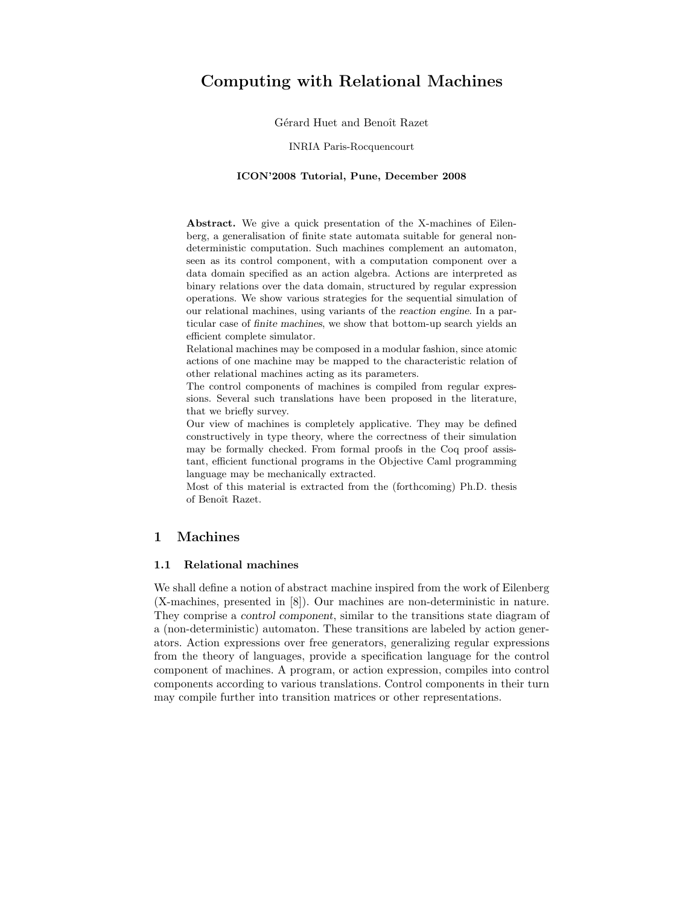# Computing with Relational Machines

Gérard Huet and Benoît Razet

INRIA Paris-Rocquencourt

**ICON'2008 Tutorial, Pune, December 2008**

**Abstract.** We give a quick presentation of the X-machines of Eilenberg, a generalisation of finite state automata suitable for general non-deterministic computation. Such machines complement an automaton, seen as its control component, with a computation component over a data domain specified as an action algebra. Actions are interpreted as binary relations over the data domain, structured by regular expression operations. We show various strategies for the sequential simulation of our relational machines, using variants of the *reaction engine*. In a particular case of *finite machines*, we show that bottom-up search yields an efficient complete simulator.

Relational machines may be composed in a modular fashion, since atomic actions of one machine may be mapped to the characteristic relation of other relational machines acting as its parameters.

The control components of machines is compiled from regular expressions. Several such translations have been proposed in the literature, that we briefly survey.

Our view of machines is completely applicative. They may be defined constructively in type theory, where the correctness of their simulation may be formally checked. From formal proofs in the Coq proof assistant, efficient functional programs in the Objective Caml programming language may be mechanically extracted.

Most of this material is extracted from the (forthcoming) Ph.D. thesis of Benoît Razet.

## 1 Machines

### 1.1 Relational machines

We shall define a notion of abstract machine inspired from the work of Eilenberg (X-machines, presented in [8]). Our machines are non-deterministic in nature. They comprise a *control component*, similar to the transitions state diagram of a (non-deterministic) automaton. These transitions are labeled by action generators. Action expressions over free generators, generalizing regular expressions from the theory of languages, provide a specification language for the control component of machines. A program, or action expression, compiles into control components according to various translations. Control components in their turn may compile further into transition matrices or other representations.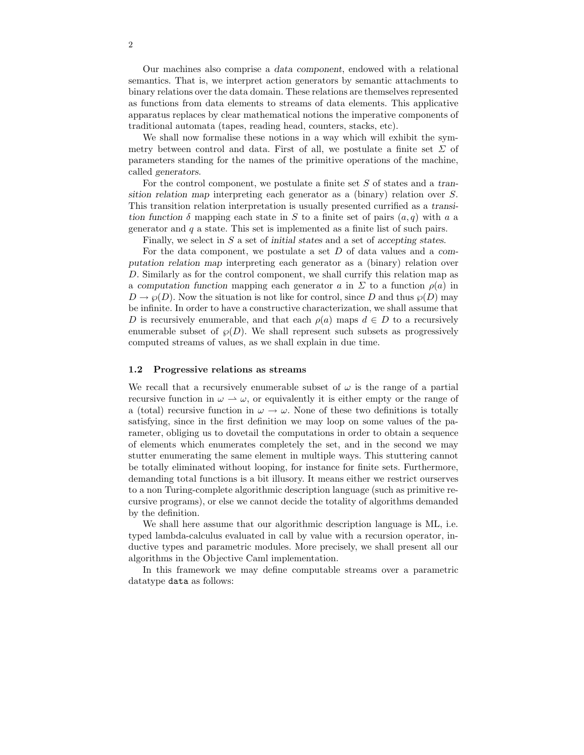Our machines also comprise a *data component*, endowed with a relational semantics. That is, we interpret action generators by semantic attachments to binary relations over the data domain. These relations are themselves represented as functions from data elements to streams of data elements. This applicative apparatus replaces by clear mathematical notions the imperative components of traditional automata (tapes, reading head, counters, stacks, etc).

We shall now formalise these notions in a way which will exhibit the symmetry between control and data. First of all, we postulate a finite set $\Sigma$ of parameters standing for the names of the primitive operations of the machine, called *generators*.

For the control component, we postulate a finite set $S$ of states and a *transition relation map* interpreting each generator as a (binary) relation over $S$. This transition relation interpretation is usually presented currified as a *transition function* $\delta$ mapping each state in $S$ to a finite set of pairs $(a, q)$ with $a$ a generator and $q$ a state. This set is implemented as a finite list of such pairs.

Finally, we select in $S$ a set of *initial states* and a set of *accepting states*.

For the data component, we postulate a set $D$ of data values and a *computation relation map* interpreting each generator as a (binary) relation over $D$. Similarly as for the control component, we shall currify this relation map as a *computation function* mapping each generator $a$ in $\Sigma$ to a function $\rho(a)$ in $D \rightarrow \wp(D)$. Now the situation is not like for control, since $D$ and thus $\wp(D)$ may be infinite. In order to have a constructive characterization, we shall assume that $D$ is recursively enumerable, and that each $\rho(a)$ maps $d \in D$ to a recursively enumerable subset of $\wp(D)$. We shall represent such subsets as progressively computed streams of values, as we shall explain in due time.

### 1.2 Progressive relations as streams

We recall that a recursively enumerable subset of $\omega$ is the range of a partial recursive function in $\omega \rightharpoonup \omega$, or equivalently it is either empty or the range of a (total) recursive function in $\omega \rightarrow \omega$. None of these two definitions is totally satisfying, since in the first definition we may loop on some values of the parameter, obliging us to dovetail the computations in order to obtain a sequence of elements which enumerates completely the set, and in the second we may stutter enumerating the same element in multiple ways. This stuttering cannot be totally eliminated without looping, for instance for finite sets. Furthermore, demanding total functions is a bit illusory. It means either we restrict ourserves to a non Turing-complete algorithmic description language (such as primitive recursive programs), or else we cannot decide the totality of algorithms demanded by the definition.

We shall here assume that our algorithmic description language is ML, i.e. typed lambda-calculus evaluated in call by value with a recursion operator, inductive types and parametric modules. More precisely, we shall present all our algorithms in the Objective Caml implementation.

In this framework we may define computable streams over a parametric datatype `data` as follows: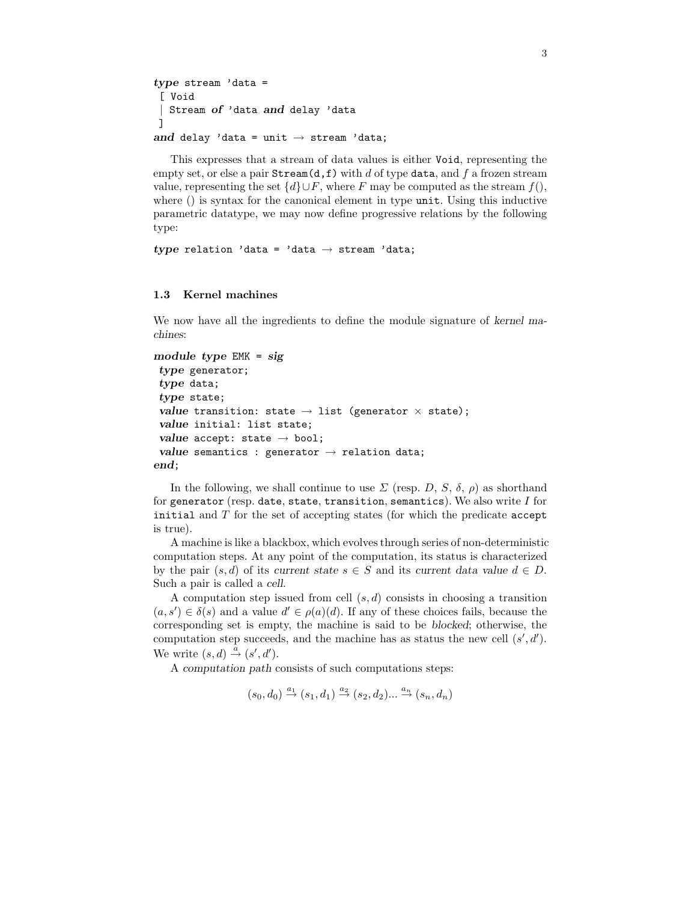```
type stream 'data =
 [ Void
 | Stream of 'data and delay 'data
 ]
and delay 'data = unit → stream 'data;
```

This expresses that a stream of data values is either `Void`, representing the empty set, or else a pair `Stream(d,f)` with $d$ of type `data`, and $f$ a frozen stream value, representing the set $\{d\} \cup F$, where $F$ may be computed as the stream $f()$, where () is syntax for the canonical element in type `unit`. Using this inductive parametric datatype, we may now define progressive relations by the following type:

```
type relation 'data = 'data → stream 'data;
```

### 1.3 Kernel machines

We now have all the ingredients to define the module signature of *kernel machines*:

```
module type EMK = sig
 type generator;
 type data;
 type state;
 value transition: state → list (generator × state);
 value initial: list state;
 value accept: state → bool;
 value semantics : generator → relation data;
end;
```

In the following, we shall continue to use $\Sigma$ (resp. $D$, $S$, $\delta$, $\rho$) as shorthand for `generator` (resp. `date`, `state`, `transition`, `semantics`). We also write $I$ for `initial` and $T$ for the set of accepting states (for which the predicate `accept` is true).

A machine is like a blackbox, which evolves through series of non-deterministic computation steps. At any point of the computation, its status is characterized by the pair $(s, d)$ of its *current state* $s \in S$ and its *current data value* $d \in D$. Such a pair is called a *cell*.

A computation step issued from cell $(s, d)$ consists in choosing a transition $(a, s') \in \delta(s)$ and a value $d' \in \rho(a)(d)$. If any of these choices fails, because the corresponding set is empty, the machine is said to be *blocked*; otherwise, the computation step succeeds, and the machine has as status the new cell $(s', d')$. We write $(s, d) \xrightarrow{a} (s', d')$.

A *computation path* consists of such computations steps:

$$(s_0, d_0) \xrightarrow{a_1} (s_1, d_1) \xrightarrow{a_2} (s_2, d_2) ... \xrightarrow{a_n} (s_n, d_n)$$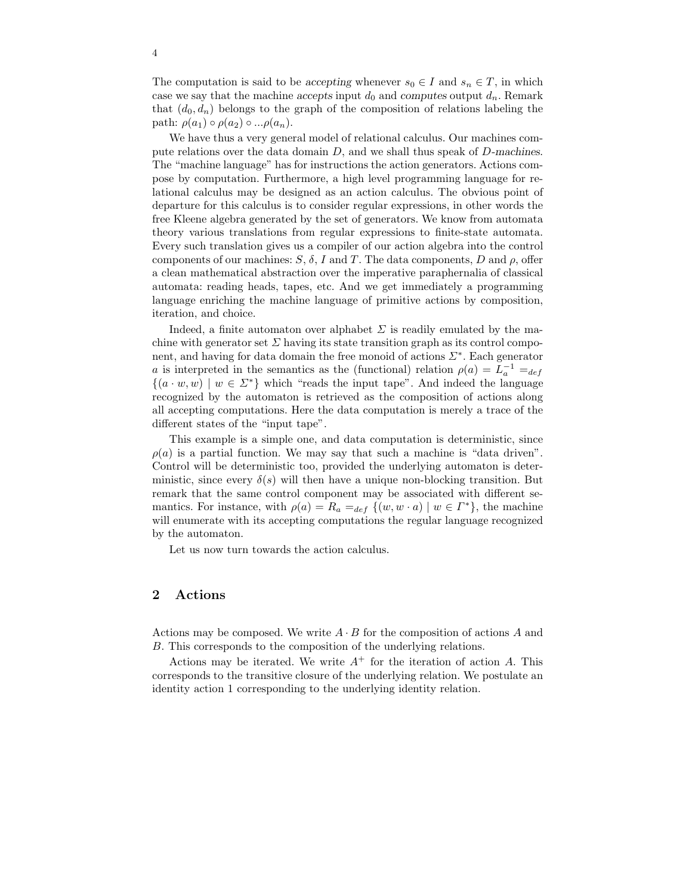The computation is said to be *accepting* whenever $s_0 \in I$ and $s_n \in T$, in which case we say that the machine *accepts* input $d_0$ and *computes* output $d_n$. Remark that $(d_0, d_n)$ belongs to the graph of the composition of relations labeling the path: $\rho(a_1) \circ \rho(a_2) \circ ... \rho(a_n)$.

We have thus a very general model of relational calculus. Our machines compute relations over the data domain $D$, and we shall thus speak of $D$*-machines*. The "machine language" has for instructions the action generators. Actions compose by computation. Furthermore, a high level programming language for relational calculus may be designed as an action calculus. The obvious point of departure for this calculus is to consider regular expressions, in other words the free Kleene algebra generated by the set of generators. We know from automata theory various translations from regular expressions to finite-state automata. Every such translation gives us a compiler of our action algebra into the control components of our machines: $S$, $\delta$, $I$ and $T$. The data components, $D$ and $\rho$, offer a clean mathematical abstraction over the imperative paraphernalia of classical automata: reading heads, tapes, etc. And we get immediately a programming language enriching the machine language of primitive actions by composition, iteration, and choice.

Indeed, a finite automaton over alphabet $\Sigma$ is readily emulated by the machine with generator set $\Sigma$ having its state transition graph as its control component, and having for data domain the free monoid of actions $\Sigma^*$. Each generator $a$ is interpreted in the semantics as the (functional) relation $\rho(a) = L_a^{-1} =_{def} \{(a \cdot w, w) \mid w \in \Sigma^*\}$ which "reads the input tape". And indeed the language recognized by the automaton is retrieved as the composition of actions along all accepting computations. Here the data computation is merely a trace of the different states of the "input tape".

This example is a simple one, and data computation is deterministic, since $\rho(a)$ is a partial function. We may say that such a machine is "data driven". Control will be deterministic too, provided the underlying automaton is deterministic, since every $\delta(s)$ will then have a unique non-blocking transition. But remark that the same control component may be associated with different semantics. For instance, with $\rho(a) = R_a =_{def} \{(w, w \cdot a) \mid w \in \Gamma^*\}$, the machine will enumerate with its accepting computations the regular language recognized by the automaton.

Let us now turn towards the action calculus.

## 2 Actions

Actions may be composed. We write $A \cdot B$ for the composition of actions $A$ and $B$. This corresponds to the composition of the underlying relations.

Actions may be iterated. We write $A^+$ for the iteration of action $A$. This corresponds to the transitive closure of the underlying relation. We postulate an identity action 1 corresponding to the underlying identity relation.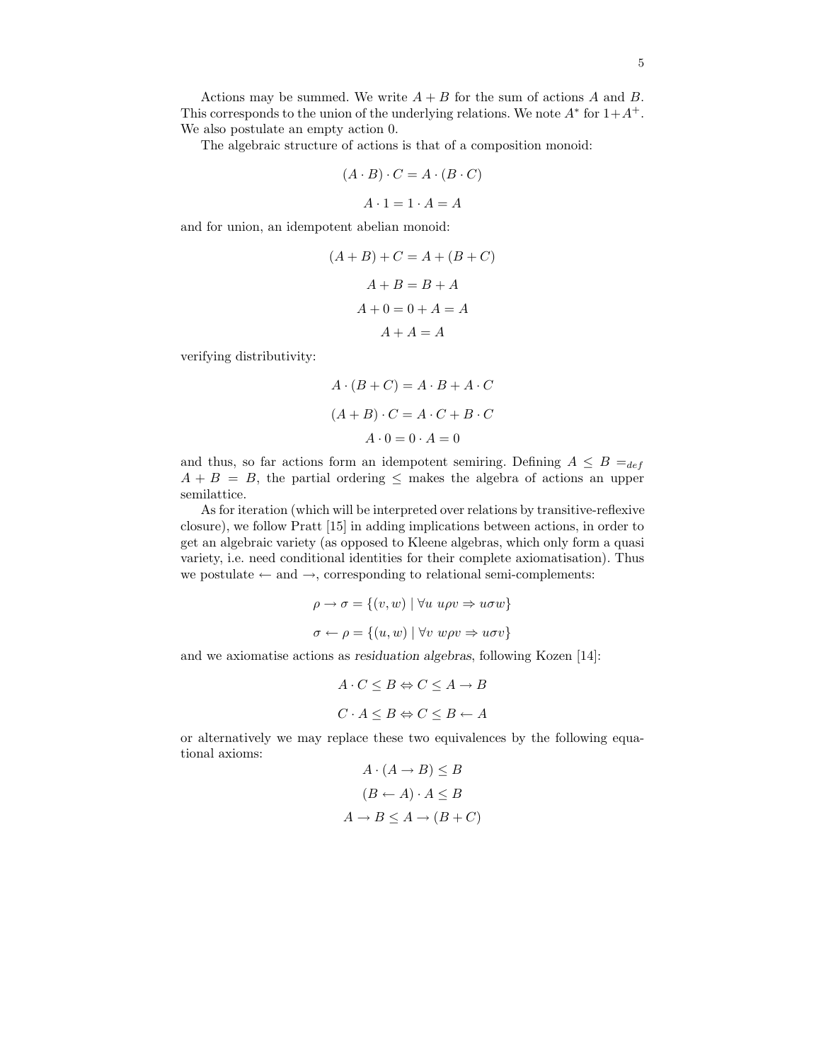Actions may be summed. We write $A + B$ for the sum of actions $A$ and $B$. This corresponds to the union of the underlying relations. We note $A^*$ for $1 + A^+$. We also postulate an empty action 0.

The algebraic structure of actions is that of a composition monoid:

$$(A \cdot B) \cdot C = A \cdot (B \cdot C)$$

$$A \cdot 1 = 1 \cdot A = A$$

and for union, an idempotent abelian monoid:

$$(A + B) + C = A + (B + C)$$

$$A + B = B + A$$

$$A + 0 = 0 + A = A$$

$$A + A = A$$

verifying distributivity:

$$A \cdot (B + C) = A \cdot B + A \cdot C$$

$$(A + B) \cdot C = A \cdot C + B \cdot C$$

$$A \cdot 0 = 0 \cdot A = 0$$

and thus, so far actions form an idempotent semiring. Defining $A \leq B =_{def} A + B = B$, the partial ordering $\leq$ makes the algebra of actions an upper semilattice.

As for iteration (which will be interpreted over relations by transitive-reflexive closure), we follow Pratt [15] in adding implications between actions, in order to get an algebraic variety (as opposed to Kleene algebras, which only form a quasi variety, i.e. need conditional identities for their complete axiomatisation). Thus we postulate $\leftarrow$ and $\rightarrow$, corresponding to relational semi-complements:

$$\rho \rightarrow \sigma = \{(v, w) \mid \forall u \ u\rho v \Rightarrow u\sigma w\}$$

$$\sigma \leftarrow \rho = \{(u, w) \mid \forall v \ w\rho v \Rightarrow u\sigma v\}$$

and we axiomatise actions as *residuation algebras*, following Kozen [14]:

$$A \cdot C \leq B \Leftrightarrow C \leq A \rightarrow B$$

$$C \cdot A \leq B \Leftrightarrow C \leq B \leftarrow A$$

or alternatively we may replace these two equivalences by the following equational axioms:

$$A \cdot (A \rightarrow B) \leq B$$

$$(B \leftarrow A) \cdot A \leq B$$

$$A \rightarrow B \leq A \rightarrow (B + C)$$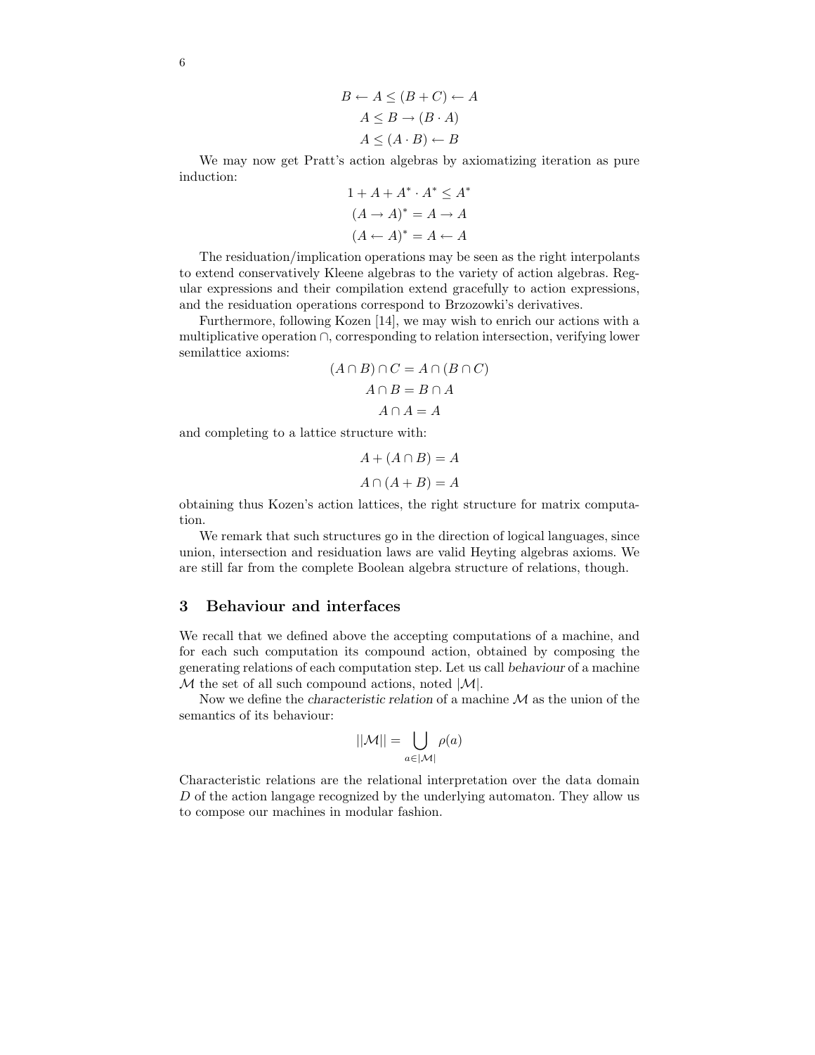$$B \leftarrow A \leq (B + C) \leftarrow A$$
$$A \leq B \rightarrow (B \cdot A)$$
$$A \leq (A \cdot B) \leftarrow B$$

We may now get Pratt's action algebras by axiomatizing iteration as pure induction:

$$1 + A + A^* \cdot A^* \leq A^*$$
$$(A \rightarrow A)^* = A \rightarrow A$$
$$(A \leftarrow A)^* = A \leftarrow A$$

The residuation/implication operations may be seen as the right interpolants to extend conservatively Kleene algebras to the variety of action algebras. Regular expressions and their compilation extend gracefully to action expressions, and the residuation operations correspond to Brzozowki's derivatives.

Furthermore, following Kozen [14], we may wish to enrich our actions with a multiplicative operation $\cap$, corresponding to relation intersection, verifying lower semilattice axioms:

$$(A \cap B) \cap C = A \cap (B \cap C)$$
$$A \cap B = B \cap A$$
$$A \cap A = A$$

and completing to a lattice structure with:

$$A + (A \cap B) = A$$
$$A \cap (A + B) = A$$

obtaining thus Kozen's action lattices, the right structure for matrix computation.

We remark that such structures go in the direction of logical languages, since union, intersection and residuation laws are valid Heyting algebras axioms. We are still far from the complete Boolean algebra structure of relations, though.

## 3 Behaviour and interfaces

We recall that we defined above the accepting computations of a machine, and for each such computation its compound action, obtained by composing the generating relations of each computation step. Let us call *behaviour* of a machine $\mathcal{M}$ the set of all such compound actions, noted $|\mathcal{M}|$.

Now we define the *characteristic relation* of a machine $\mathcal{M}$ as the union of the semantics of its behaviour:

$$||\mathcal{M}|| = \bigcup_{a \in |\mathcal{M}|} \rho(a)$$

Characteristic relations are the relational interpretation over the data domain $D$ of the action langage recognized by the underlying automaton. They allow us to compose our machines in modular fashion.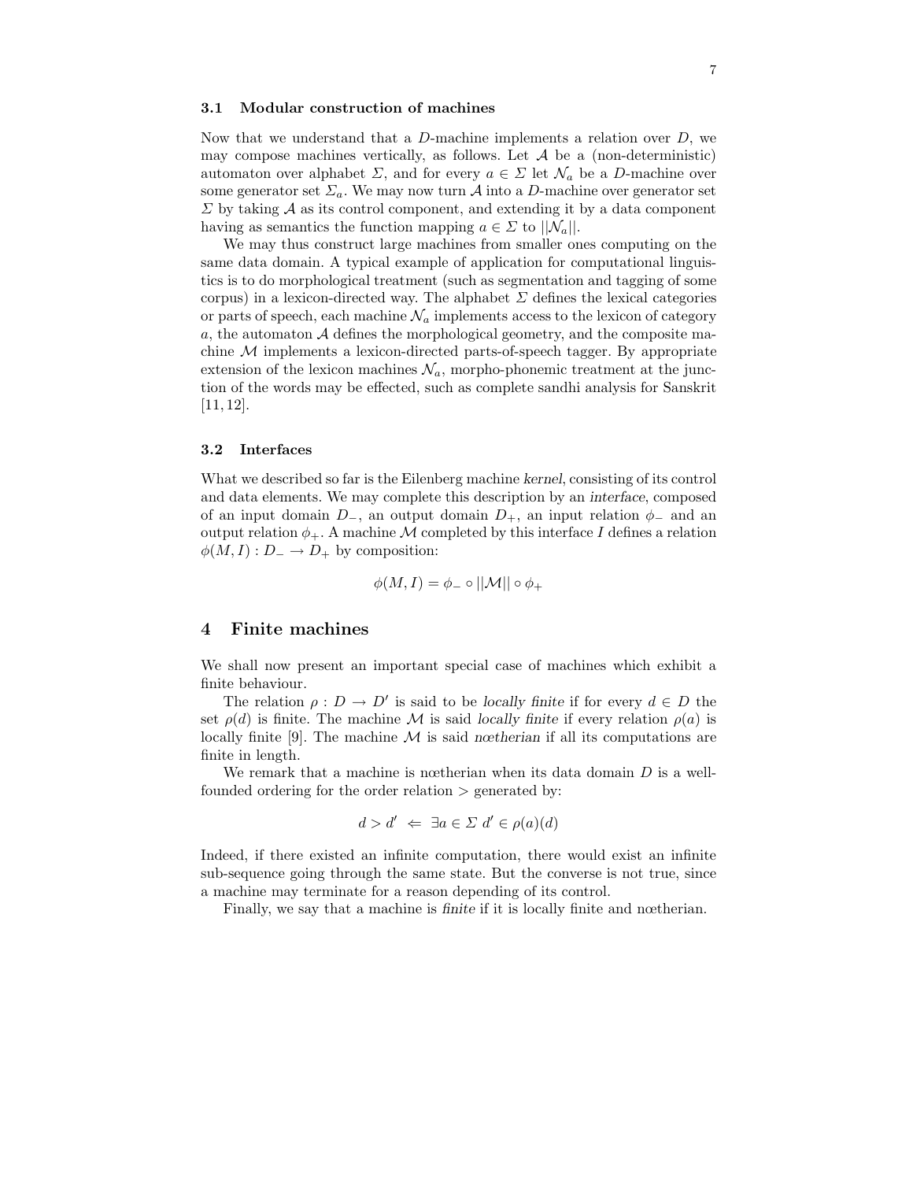### 3.1 Modular construction of machines

Now that we understand that a $D$-machine implements a relation over $D$, we may compose machines vertically, as follows. Let $\mathcal{A}$ be a (non-deterministic) automaton over alphabet $\Sigma$, and for every $a \in \Sigma$ let $\mathcal{N}_a$ be a $D$-machine over some generator set $\Sigma_a$. We may now turn $\mathcal{A}$ into a $D$-machine over generator set $\Sigma$ by taking $\mathcal{A}$ as its control component, and extending it by a data component having as semantics the function mapping $a \in \Sigma$ to $||\mathcal{N}_a||$.

We may thus construct large machines from smaller ones computing on the same data domain. A typical example of application for computational linguistics is to do morphological treatment (such as segmentation and tagging of some corpus) in a lexicon-directed way. The alphabet $\Sigma$ defines the lexical categories or parts of speech, each machine $\mathcal{N}_a$ implements access to the lexicon of category $a$, the automaton $\mathcal{A}$ defines the morphological geometry, and the composite machine $\mathcal{M}$ implements a lexicon-directed parts-of-speech tagger. By appropriate extension of the lexicon machines $\mathcal{N}_a$, morpho-phonemic treatment at the junction of the words may be effected, such as complete sandhi analysis for Sanskrit [11, 12].

### 3.2 Interfaces

What we described so far is the Eilenberg machine *kernel*, consisting of its control and data elements. We may complete this description by an *interface*, composed of an input domain $D_-$, an output domain $D_+$, an input relation $\phi_-$ and an output relation $\phi_+$. A machine $\mathcal{M}$ completed by this interface $I$ defines a relation $\phi(M, I) : D_- \rightarrow D_+$ by composition:

$$\phi(M, I) = \phi_- \circ ||\mathcal{M}|| \circ \phi_+$$

## 4 Finite machines

We shall now present an important special case of machines which exhibit a finite behaviour.

The relation $\rho : D \rightarrow D'$ is said to be *locally finite* if for every $d \in D$ the set $\rho(d)$ is finite. The machine $\mathcal{M}$ is said *locally finite* if every relation $\rho(a)$ is locally finite [9]. The machine $\mathcal{M}$ is said *nœtherian* if all its computations are finite in length.

We remark that a machine is nœtherian when its data domain $D$ is a well-founded ordering for the order relation $>$ generated by:

$$d > d' \;\Leftarrow\; \exists a \in \Sigma \; d' \in \rho(a)(d)$$

Indeed, if there existed an infinite computation, there would exist an infinite sub-sequence going through the same state. But the converse is not true, since a machine may terminate for a reason depending of its control.

Finally, we say that a machine is *finite* if it is locally finite and nœtherian.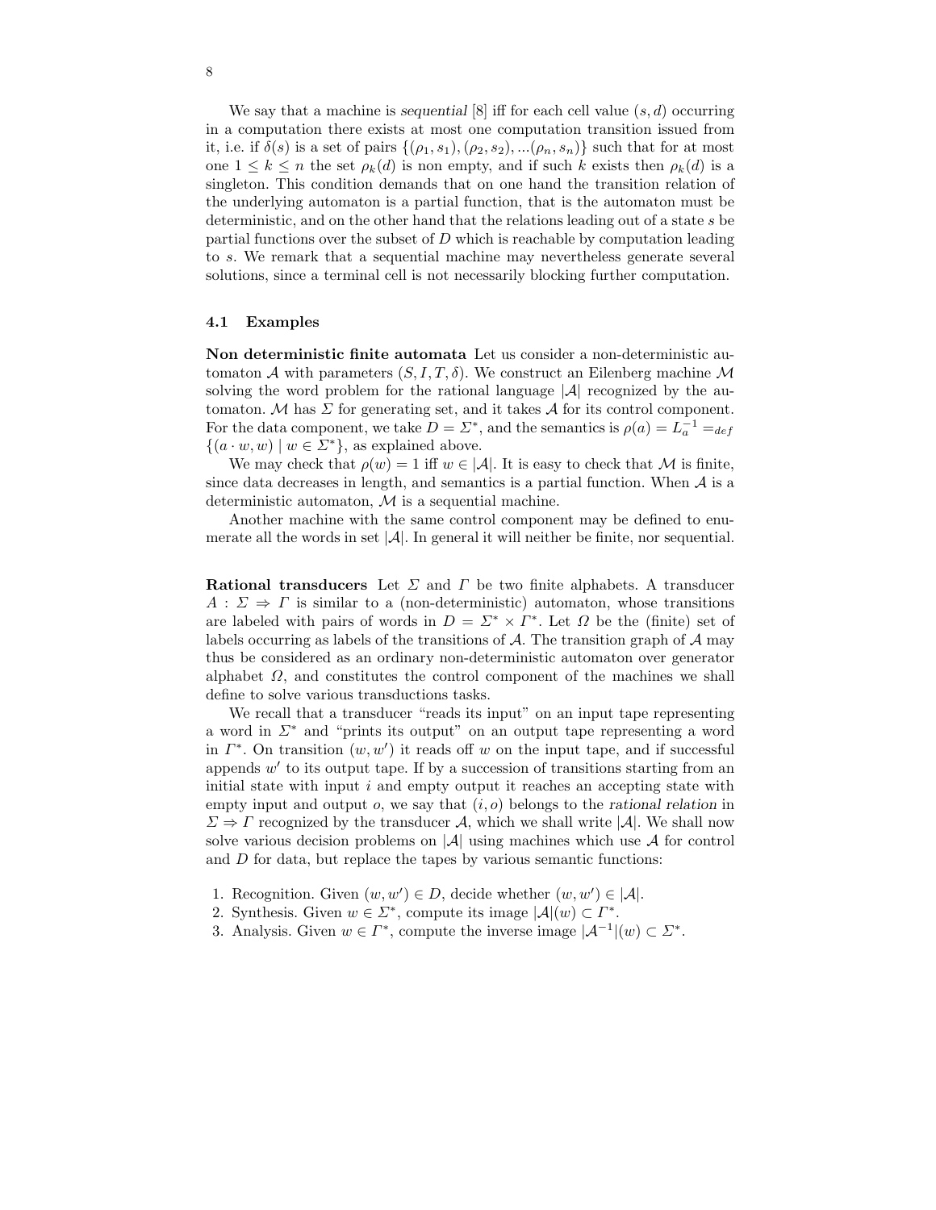We say that a machine is *sequential* [8] iff for each cell value $(s, d)$ occurring in a computation there exists at most one computation transition issued from it, i.e. if $\delta(s)$ is a set of pairs $\{(\rho_1, s_1), (\rho_2, s_2), ...(\rho_n, s_n)\}$ such that for at most one $1 \leq k \leq n$ the set $\rho_k(d)$ is non empty, and if such $k$ exists then $\rho_k(d)$ is a singleton. This condition demands that on one hand the transition relation of the underlying automaton is a partial function, that is the automaton must be deterministic, and on the other hand that the relations leading out of a state $s$ be partial functions over the subset of $D$ which is reachable by computation leading to $s$. We remark that a sequential machine may nevertheless generate several solutions, since a terminal cell is not necessarily blocking further computation.

### 4.1 Examples

**Non deterministic finite automata** Let us consider a non-deterministic automaton $\mathcal{A}$ with parameters $(S, I, T, \delta)$. We construct an Eilenberg machine $\mathcal{M}$ solving the word problem for the rational language $|\mathcal{A}|$ recognized by the automaton. $\mathcal{M}$ has $\Sigma$ for generating set, and it takes $\mathcal{A}$ for its control component. For the data component, we take $D = \Sigma^*$, and the semantics is $\rho(a) = L_a^{-1} =_{def} \{(a \cdot w, w) \mid w \in \Sigma^*\}$, as explained above.

We may check that $\rho(w) = 1$ iff $w \in |\mathcal{A}|$. It is easy to check that $\mathcal{M}$ is finite, since data decreases in length, and semantics is a partial function. When $\mathcal{A}$ is a deterministic automaton, $\mathcal{M}$ is a sequential machine.

Another machine with the same control component may be defined to enumerate all the words in set $|\mathcal{A}|$. In general it will neither be finite, nor sequential.

**Rational transducers** Let $\Sigma$ and $\Gamma$ be two finite alphabets. A transducer $A : \Sigma \Rightarrow \Gamma$ is similar to a (non-deterministic) automaton, whose transitions are labeled with pairs of words in $D = \Sigma^* \times \Gamma^*$. Let $\Omega$ be the (finite) set of labels occurring as labels of the transitions of $\mathcal{A}$. The transition graph of $\mathcal{A}$ may thus be considered as an ordinary non-deterministic automaton over generator alphabet $\Omega$, and constitutes the control component of the machines we shall define to solve various transductions tasks.

We recall that a transducer "reads its input" on an input tape representing a word in $\Sigma^*$ and "prints its output" on an output tape representing a word in $\Gamma^*$. On transition $(w, w')$ it reads off $w$ on the input tape, and if successful appends $w'$ to its output tape. If by a succession of transitions starting from an initial state with input $i$ and empty output it reaches an accepting state with empty input and output $o$, we say that $(i, o)$ belongs to the *rational relation* in $\Sigma \Rightarrow \Gamma$ recognized by the transducer $\mathcal{A}$, which we shall write $|\mathcal{A}|$. We shall now solve various decision problems on $|\mathcal{A}|$ using machines which use $\mathcal{A}$ for control and $D$ for data, but replace the tapes by various semantic functions:

1. Recognition. Given $(w, w') \in D$, decide whether $(w, w') \in |\mathcal{A}|$.
2. Synthesis. Given $w \in \Sigma^*$, compute its image $|\mathcal{A}|(w) \subset \Gamma^*$.
3. Analysis. Given $w \in \Gamma^*$, compute the inverse image $|\mathcal{A}^{-1}|(w) \subset \Sigma^*$.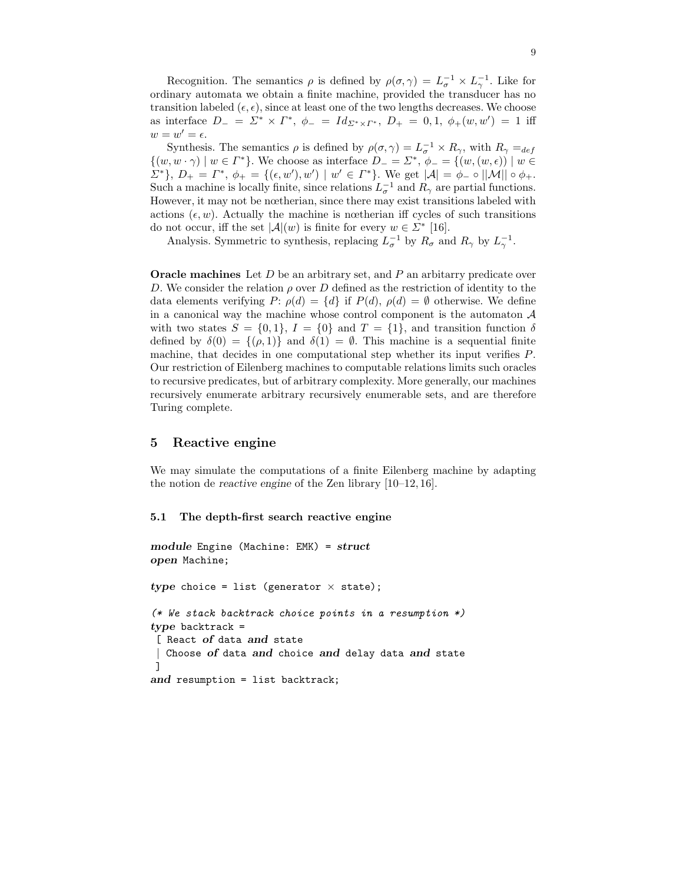Recognition. The semantics $\rho$ is defined by $\rho(\sigma,\gamma) = L_\sigma^{-1} \times L_\gamma^{-1}$. Like for ordinary automata we obtain a finite machine, provided the transducer has no transition labeled $(\epsilon,\epsilon)$, since at least one of the two lengths decreases. We choose as interface $D_- = \Sigma^* \times \Gamma^*$, $\phi_- = Id_{\Sigma^*\times\Gamma^*}$, $D_+ = 0,1$, $\phi_+(w,w') = 1$ iff $w = w' = \epsilon$.

Synthesis. The semantics $\rho$ is defined by $\rho(\sigma,\gamma) = L_\sigma^{-1} \times R_\gamma$, with $R_\gamma =_{def} \{(w, w\cdot\gamma) \mid w \in \Gamma^*\}$. We choose as interface $D_- = \Sigma^*$, $\phi_- = \{(w,(w,\epsilon)) \mid w \in \Sigma^*\}$, $D_+ = \Gamma^*$, $\phi_+ = \{(\epsilon,w'),w') \mid w' \in \Gamma^*\}$. We get $|\mathcal{A}| = \phi_- \circ ||\mathcal{M}|| \circ \phi_+$. Such a machine is locally finite, since relations $L_\sigma^{-1}$ and $R_\gamma$ are partial functions. However, it may not be nœtherian, since there may exist transitions labeled with actions $(\epsilon,w)$. Actually the machine is nœtherian iff cycles of such transitions do not occur, iff the set $|\mathcal{A}|(w)$ is finite for every $w \in \Sigma^*$ [16].

Analysis. Symmetric to synthesis, replacing $L_\sigma^{-1}$ by $R_\sigma$ and $R_\gamma$ by $L_\gamma^{-1}$.

**Oracle machines** Let $D$ be an arbitrary set, and $P$ an arbitarry predicate over $D$. We consider the relation $\rho$ over $D$ defined as the restriction of identity to the data elements verifying $P$: $\rho(d) = \{d\}$ if $P(d)$, $\rho(d) = \emptyset$ otherwise. We define in a canonical way the machine whose control component is the automaton $\mathcal{A}$ with two states $S = \{0,1\}$, $I = \{0\}$ and $T = \{1\}$, and transition function $\delta$ defined by $\delta(0) = \{(\rho,1)\}$ and $\delta(1) = \emptyset$. This machine is a sequential finite machine, that decides in one computational step whether its input verifies $P$. Our restriction of Eilenberg machines to computable relations limits such oracles to recursive predicates, but of arbitrary complexity. More generally, our machines recursively enumerate arbitrary recursively enumerable sets, and are therefore Turing complete.

## 5 Reactive engine

We may simulate the computations of a finite Eilenberg machine by adapting the notion de *reactive engine* of the Zen library [10–12, 16].

### 5.1 The depth-first search reactive engine

```
module Engine (Machine: EMK) = struct
open Machine;

type choice = list (generator × state);

(* We stack backtrack choice points in a resumption *)
type backtrack =
 [ React of data and state
 | Choose of data and choice and delay data and state
 ]
and resumption = list backtrack;
```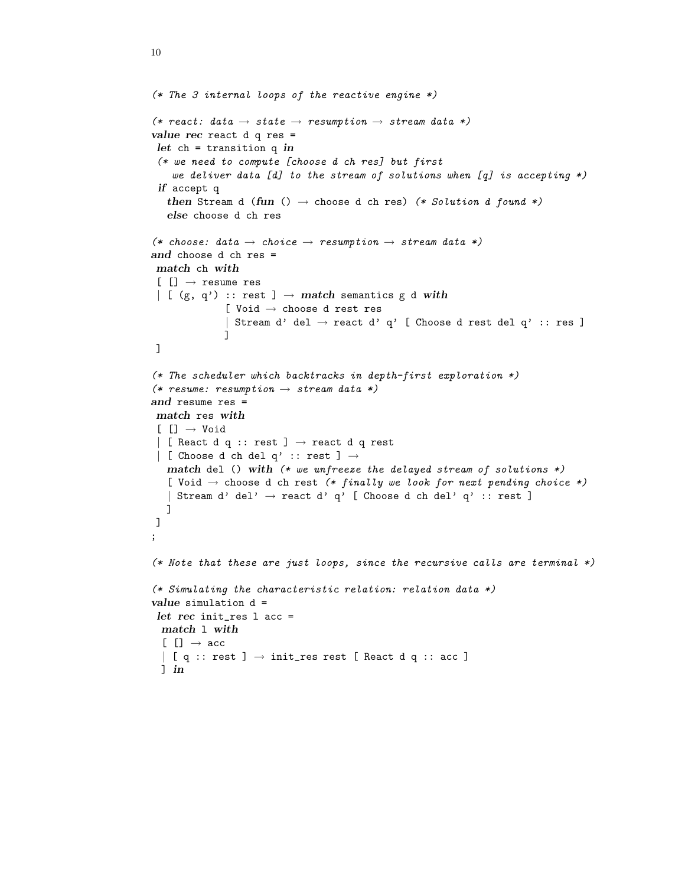```
(* The 3 internal loops of the reactive engine *)

(* react: data → state → resumption → stream data *)
value rec react d q res =
 let ch = transition q in
 (* we need to compute [choose d ch res] but first
    we deliver data [d] to the stream of solutions when [q] is accepting *)
 if accept q
   then Stream d (fun () → choose d ch res) (* Solution d found *)
   else choose d ch res

(* choose: data → choice → resumption → stream data *)
and choose d ch res =
 match ch with
 [ [] → resume res
 | [ (g, q') :: rest ] → match semantics g d with
             [ Void → choose d rest res
             | Stream d' del → react d' q' [ Choose d rest del q' :: res ]
             ]
 ]

(* The scheduler which backtracks in depth-first exploration *)
(* resume: resumption → stream data *)
and resume res =
 match res with
 [ [] → Void
 | [ React d q :: rest ] → react d q rest
 | [ Choose d ch del q' :: rest ] →
   match del () with (* we unfreeze the delayed stream of solutions *)
   [ Void → choose d ch rest (* finally we look for next pending choice *)
   | Stream d' del' → react d' q' [ Choose d ch del' q' :: rest ]
   ]
 ]
;

(* Note that these are just loops, since the recursive calls are terminal *)

(* Simulating the characteristic relation: relation data *)
value simulation d =
 let rec init_res l acc =
  match l with
  [ [] → acc
  | [ q :: rest ] → init_res rest [ React d q :: acc ]
  ] in
```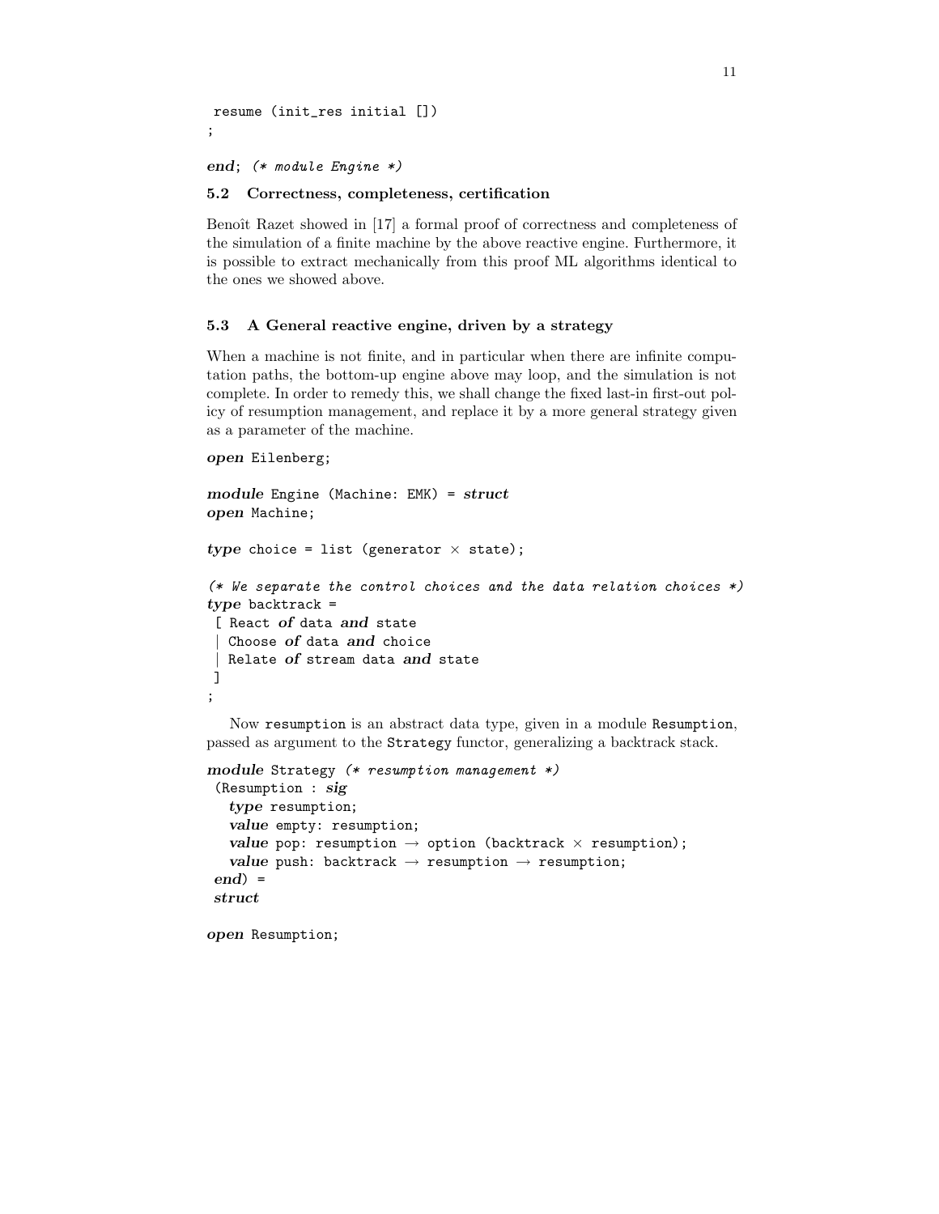```
 resume (init_res initial [])
;

end; (* module Engine *)
```

### 5.2 Correctness, completeness, certification

Benoît Razet showed in [17] a formal proof of correctness and completeness of the simulation of a finite machine by the above reactive engine. Furthermore, it is possible to extract mechanically from this proof ML algorithms identical to the ones we showed above.

### 5.3 A General reactive engine, driven by a strategy

When a machine is not finite, and in particular when there are infinite computation paths, the bottom-up engine above may loop, and the simulation is not complete. In order to remedy this, we shall change the fixed last-in first-out policy of resumption management, and replace it by a more general strategy given as a parameter of the machine.

```
open Eilenberg;

module Engine (Machine: EMK) = struct
open Machine;

type choice = list (generator × state);

(* We separate the control choices and the data relation choices *)
type backtrack =
 [ React of data and state
 | Choose of data and choice
 | Relate of stream data and state
 ]
;
```

Now `resumption` is an abstract data type, given in a module `Resumption`, passed as argument to the `Strategy` functor, generalizing a backtrack stack.

```
module Strategy (* resumption management *)
 (Resumption : sig
   type resumption;
   value empty: resumption;
   value pop: resumption → option (backtrack × resumption);
   value push: backtrack → resumption → resumption;
 end) =
 struct

open Resumption;
```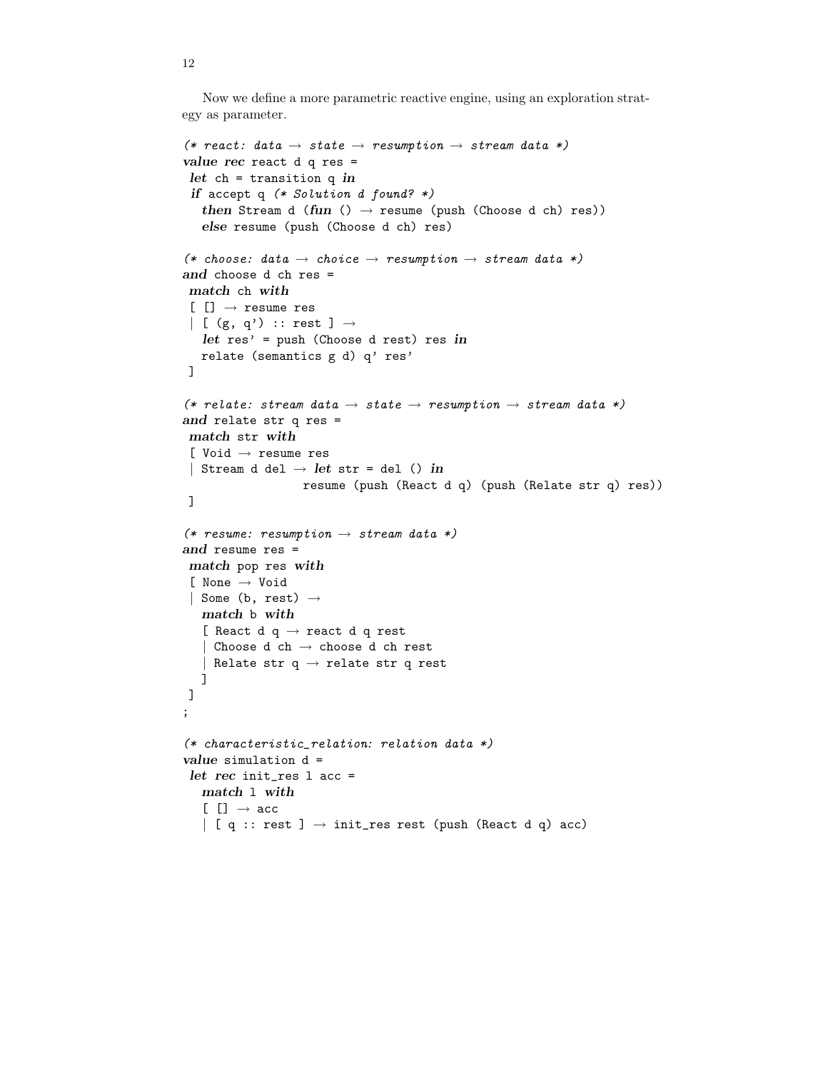Now we define a more parametric reactive engine, using an exploration strategy as parameter.

```
(* react: data → state → resumption → stream data *)
value rec react d q res =
 let ch = transition q in
 if accept q (* Solution d found? *)
   then Stream d (fun () → resume (push (Choose d ch) res))
   else resume (push (Choose d ch) res)

(* choose: data → choice → resumption → stream data *)
and choose d ch res =
 match ch with
 [ [] → resume res
 | [ (g, q') :: rest ] →
   let res' = push (Choose d rest) res in
   relate (semantics g d) q' res'
 ]

(* relate: stream data → state → resumption → stream data *)
and relate str q res =
 match str with
 [ Void → resume res
 | Stream d del → let str = del () in
                 resume (push (React d q) (push (Relate str q) res))
 ]

(* resume: resumption → stream data *)
and resume res =
 match pop res with
 [ None → Void
 | Some (b, rest) →
   match b with
   [ React d q → react d q rest
   | Choose d ch → choose d ch rest
   | Relate str q → relate str q rest
   ]
 ]
;

(* characteristic_relation: relation data *)
value simulation d =
 let rec init_res l acc =
   match l with
   [ [] → acc
   | [ q :: rest ] → init_res rest (push (React d q) acc)
```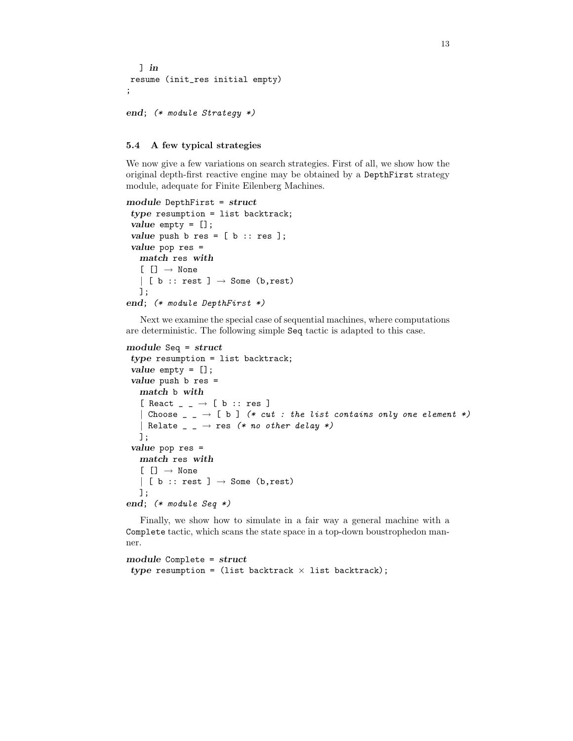```
  ] in
 resume (init_res initial empty)
;

end; (* module Strategy *)
```

### 5.4 A few typical strategies

We now give a few variations on search strategies. First of all, we show how the original depth-first reactive engine may be obtained by a `DepthFirst` strategy module, adequate for Finite Eilenberg Machines.

```
module DepthFirst = struct
 type resumption = list backtrack;
 value empty = [];
 value push b res = [ b :: res ];
 value pop res =
   match res with
   [ [] → None
   | [ b :: rest ] → Some (b,rest)
   ];
end; (* module DepthFirst *)
```

Next we examine the special case of sequential machines, where computations are deterministic. The following simple `Seq` tactic is adapted to this case.

```
module Seq = struct
 type resumption = list backtrack;
 value empty = [];
 value push b res =
   match b with
   [ React _ _ → [ b :: res ]
   | Choose _ _ → [ b ] (* cut : the list contains only one element *)
   | Relate _ _ → res (* no other delay *)
   ];
 value pop res =
   match res with
   [ [] → None
   | [ b :: rest ] → Some (b,rest)
   ];
end; (* module Seq *)
```

Finally, we show how to simulate in a fair way a general machine with a `Complete` tactic, which scans the state space in a top-down boustrophedon manner.

```
module Complete = struct
 type resumption = (list backtrack × list backtrack);
```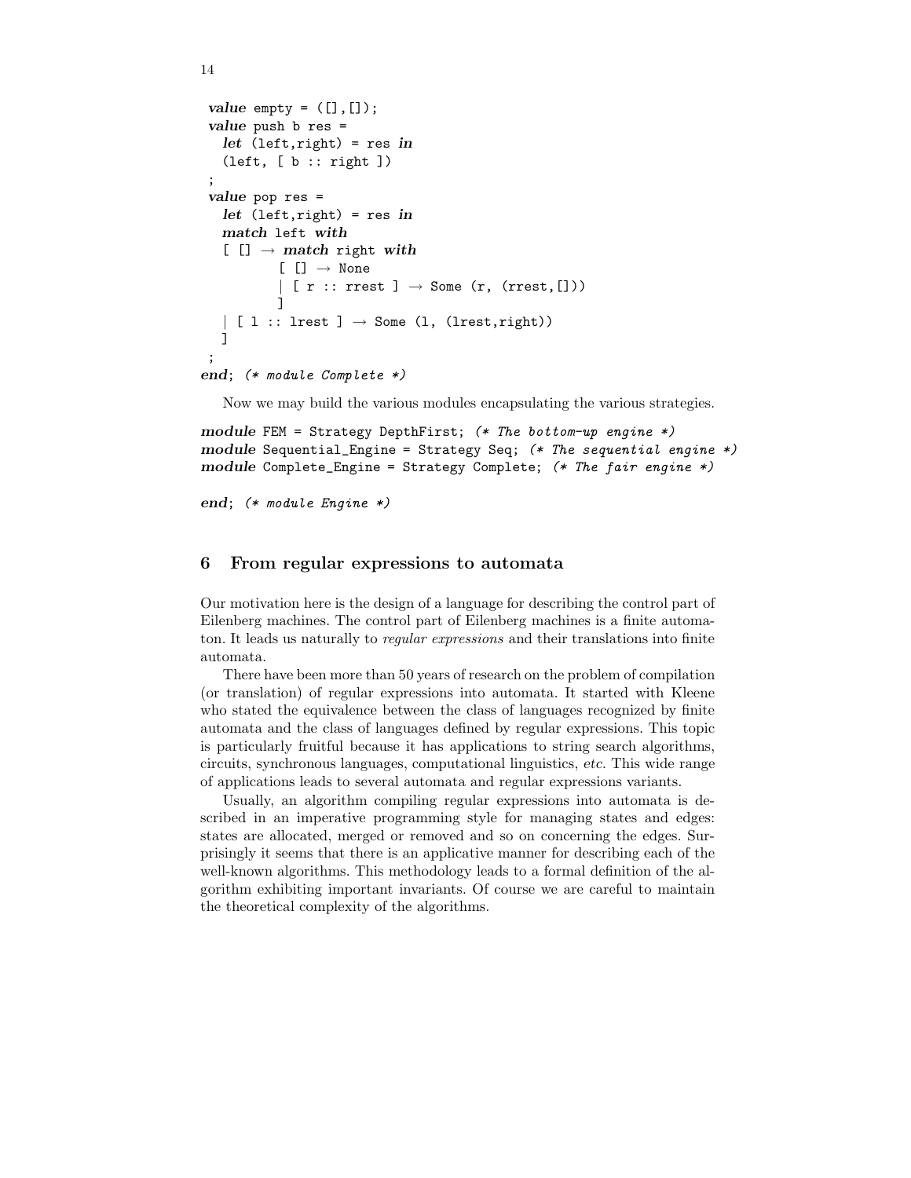```
 value empty = ([],[]);
 value push b res =
   let (left,right) = res in
   (left, [ b :: right ])
 ;
 value pop res =
   let (left,right) = res in
   match left with
   [ [] → match right with
          [ [] → None
          | [ r :: rrest ] → Some (r, (rrest,[]))
          ]
   | [ l :: lrest ] → Some (l, (lrest,right))
   ]
 ;
end; (* module Complete *)
```

Now we may build the various modules encapsulating the various strategies.

```
module FEM = Strategy DepthFirst; (* The bottom-up engine *)
module Sequential_Engine = Strategy Seq; (* The sequential engine *)
module Complete_Engine = Strategy Complete; (* The fair engine *)

end; (* module Engine *)
```

## 6 From regular expressions to automata

Our motivation here is the design of a language for describing the control part of Eilenberg machines. The control part of Eilenberg machines is a finite automaton. It leads us naturally to *regular expressions* and their translations into finite automata.

There have been more than 50 years of research on the problem of compilation (or translation) of regular expressions into automata. It started with Kleene who stated the equivalence between the class of languages recognized by finite automata and the class of languages defined by regular expressions. This topic is particularly fruitful because it has applications to string search algorithms, circuits, synchronous languages, computational linguistics, *etc.* This wide range of applications leads to several automata and regular expressions variants.

Usually, an algorithm compiling regular expressions into automata is described in an imperative programming style for managing states and edges: states are allocated, merged or removed and so on concerning the edges. Surprisingly it seems that there is an applicative manner for describing each of the well-known algorithms. This methodology leads to a formal definition of the algorithm exhibiting important invariants. Of course we are careful to maintain the theoretical complexity of the algorithms.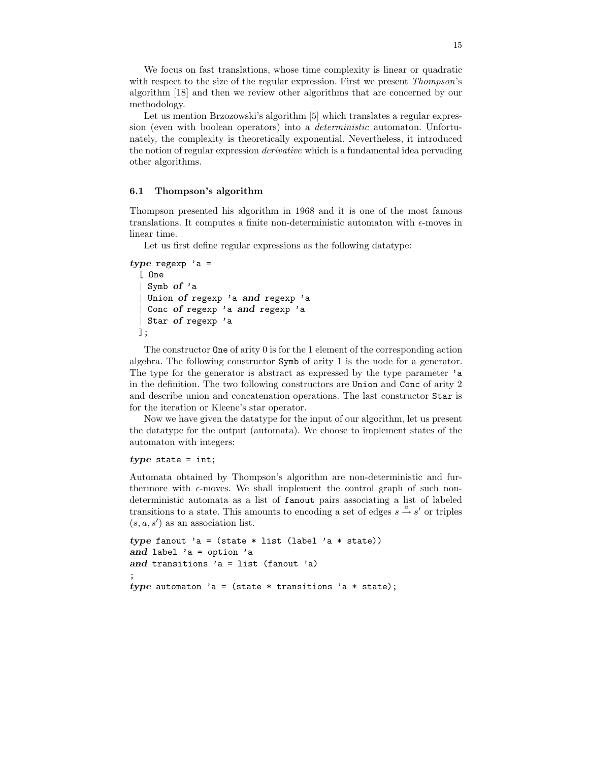We focus on fast translations, whose time complexity is linear or quadratic with respect to the size of the regular expression. First we present *Thompson*'s algorithm [18] and then we review other algorithms that are concerned by our methodology.

Let us mention Brzozowski's algorithm [5] which translates a regular expression (even with boolean operators) into a *deterministic* automaton. Unfortunately, the complexity is theoretically exponential. Nevertheless, it introduced the notion of regular expression *derivative* which is a fundamental idea pervading other algorithms.

### 6.1 Thompson's algorithm

Thompson presented his algorithm in 1968 and it is one of the most famous translations. It computes a finite non-deterministic automaton with $\epsilon$-moves in linear time.

Let us first define regular expressions as the following datatype:

```
type regexp 'a =
  [ One
  | Symb of 'a
  | Union of regexp 'a and regexp 'a
  | Conc of regexp 'a and regexp 'a
  | Star of regexp 'a
  ];
```

The constructor `One` of arity 0 is for the 1 element of the corresponding action algebra. The following constructor `Symb` of arity 1 is the node for a generator. The type for the generator is abstract as expressed by the type parameter `'a` in the definition. The two following constructors are `Union` and `Conc` of arity 2 and describe union and concatenation operations. The last constructor `Star` is for the iteration or Kleene's star operator.

Now we have given the datatype for the input of our algorithm, let us present the datatype for the output (automata). We choose to implement states of the automaton with integers:

```
type state = int;
```

Automata obtained by Thompson's algorithm are non-deterministic and furthermore with $\epsilon$-moves. We shall implement the control graph of such non-deterministic automata as a list of `fanout` pairs associating a list of labeled transitions to a state. This amounts to encoding a set of edges $s \xrightarrow{a} s'$ or triples $(s, a, s')$ as an association list.

```
type fanout 'a = (state * list (label 'a * state))
and label 'a = option 'a
and transitions 'a = list (fanout 'a)
;
type automaton 'a = (state * transitions 'a * state);
```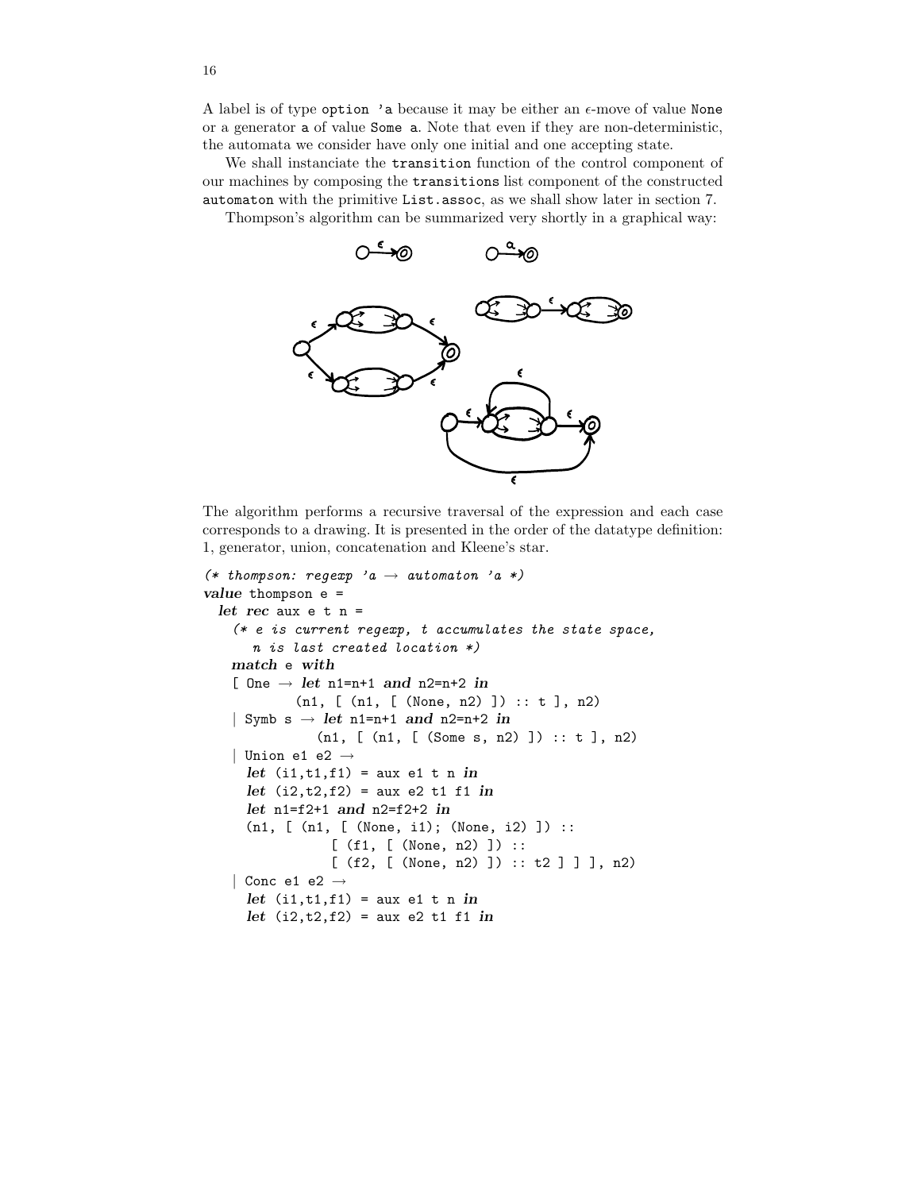A label is of type `option 'a` because it may be either an $\epsilon$-move of value `None` or a generator `a` of value `Some a`. Note that even if they are non-deterministic, the automata we consider have only one initial and one accepting state.

We shall instanciate the `transition` function of the control component of our machines by composing the `transitions` list component of the constructed `automaton` with the primitive `List.assoc`, as we shall show later in section 7.

Thompson's algorithm can be summarized very shortly in a graphical way:

The algorithm performs a recursive traversal of the expression and each case corresponds to a drawing. It is presented in the order of the datatype definition: 1, generator, union, concatenation and Kleene's star.

```
(* thompson: regexp 'a → automaton 'a *)
value thompson e =
  let rec aux e t n =
    (* e is current regexp, t accumulates the state space,
       n is last created location *)
    match e with
    [ One → let n1=n+1 and n2=n+2 in
           (n1, [ (n1, [ (None, n2) ]) :: t ], n2)
    | Symb s → let n1=n+1 and n2=n+2 in
              (n1, [ (n1, [ (Some s, n2) ]) :: t ], n2)
    | Union e1 e2 →
      let (i1,t1,f1) = aux e1 t n in
      let (i2,t2,f2) = aux e2 t1 f1 in
      let n1=f2+1 and n2=f2+2 in
      (n1, [ (n1, [ (None, i1); (None, i2) ]) ::
               [ (f1, [ (None, n2) ]) ::
               [ (f2, [ (None, n2) ]) :: t2 ] ] ], n2)
    | Conc e1 e2 →
      let (i1,t1,f1) = aux e1 t n in
      let (i2,t2,f2) = aux e2 t1 f1 in
```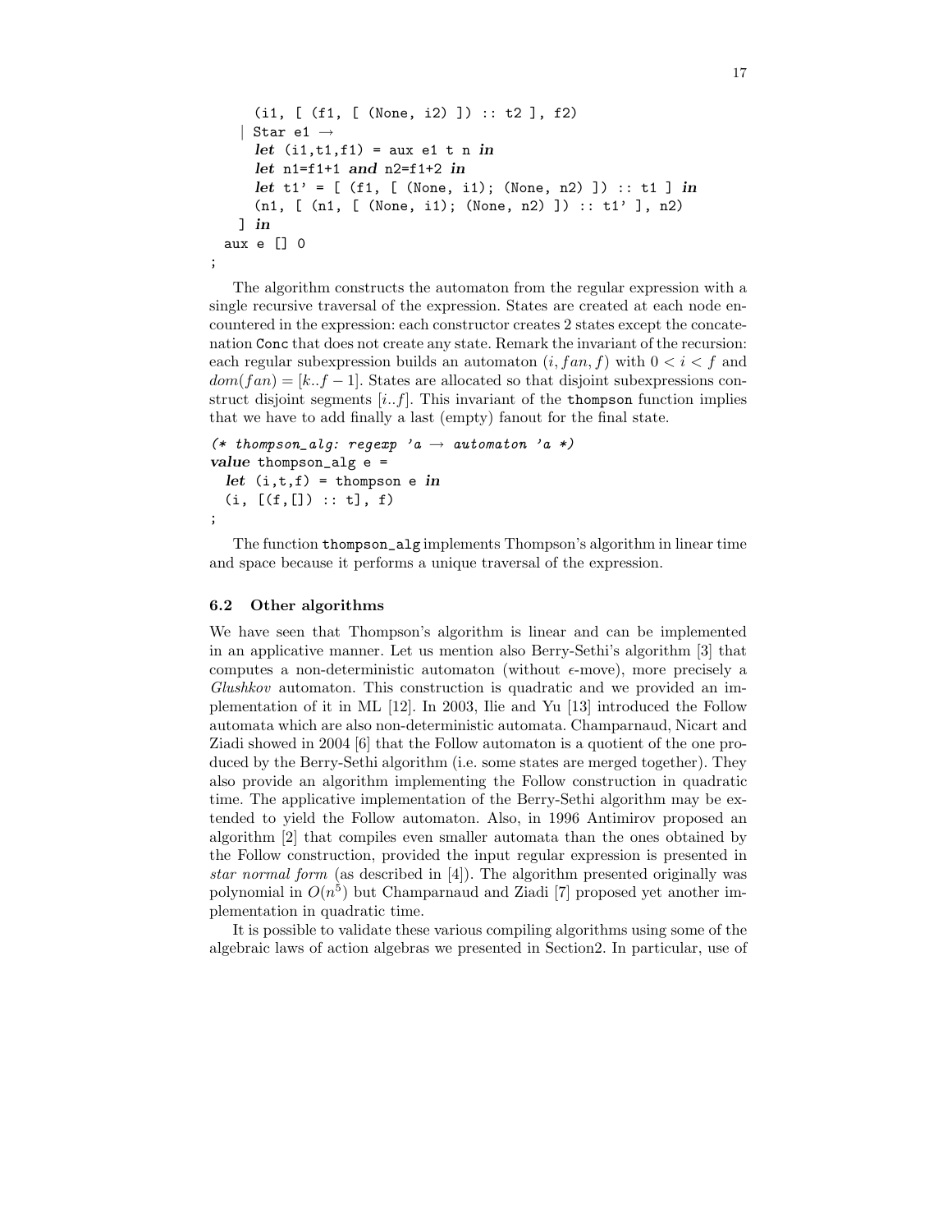```
    (i1, [ (f1, [ (None, i2) ]) :: t2 ], f2)
  | Star e1 →
    let (i1,t1,f1) = aux e1 t n in
    let n1=f1+1 and n2=f1+2 in
    let t1' = [ (f1, [ (None, i1); (None, n2) ]) :: t1 ] in
    (n1, [ (n1, [ (None, i1); (None, n2) ]) :: t1' ], n2)
  ] in
  aux e [] 0
;
```

The algorithm constructs the automaton from the regular expression with a single recursive traversal of the expression. States are created at each node encountered in the expression: each constructor creates 2 states except the concatenation `Conc` that does not create any state. Remark the invariant of the recursion: each regular subexpression builds an automaton $(i, fan, f)$ with $0 < i < f$ and $dom(fan) = [k..f-1]$. States are allocated so that disjoint subexpressions construct disjoint segments $[i..f]$. This invariant of the `thompson` function implies that we have to add finally a last (empty) fanout for the final state.

```
(* thompson_alg: regexp 'a → automaton 'a *)
value thompson_alg e =
  let (i,t,f) = thompson e in
  (i, [(f,[]) :: t], f)
;
```

The function `thompson_alg` implements Thompson's algorithm in linear time and space because it performs a unique traversal of the expression.

### 6.2 Other algorithms

We have seen that Thompson's algorithm is linear and can be implemented in an applicative manner. Let us mention also Berry-Sethi's algorithm [3] that computes a non-deterministic automaton (without $\epsilon$-move), more precisely a *Glushkov* automaton. This construction is quadratic and we provided an implementation of it in ML [12]. In 2003, Ilie and Yu [13] introduced the Follow automata which are also non-deterministic automata. Champarnaud, Nicart and Ziadi showed in 2004 [6] that the Follow automaton is a quotient of the one produced by the Berry-Sethi algorithm (i.e. some states are merged together). They also provide an algorithm implementing the Follow construction in quadratic time. The applicative implementation of the Berry-Sethi algorithm may be extended to yield the Follow automaton. Also, in 1996 Antimirov proposed an algorithm [2] that compiles even smaller automata than the ones obtained by the Follow construction, provided the input regular expression is presented in *star normal form* (as described in [4]). The algorithm presented originally was polynomial in $O(n^5)$ but Champarnaud and Ziadi [7] proposed yet another implementation in quadratic time.

It is possible to validate these various compiling algorithms using some of the algebraic laws of action algebras we presented in Section2. In particular, use of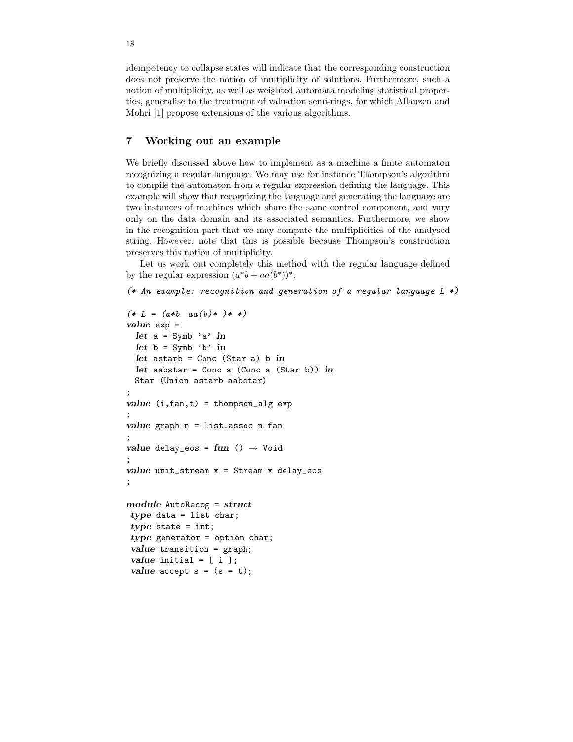idempotency to collapse states will indicate that the corresponding construction does not preserve the notion of multiplicity of solutions. Furthermore, such a notion of multiplicity, as well as weighted automata modeling statistical properties, generalise to the treatment of valuation semi-rings, for which Allauzen and Mohri [1] propose extensions of the various algorithms.

## 7 Working out an example

We briefly discussed above how to implement as a machine a finite automaton recognizing a regular language. We may use for instance Thompson's algorithm to compile the automaton from a regular expression defining the language. This example will show that recognizing the language and generating the language are two instances of machines which share the same control component, and vary only on the data domain and its associated semantics. Furthermore, we show in the recognition part that we may compute the multiplicities of the analysed string. However, note that this is possible because Thompson's construction preserves this notion of multiplicity.

Let us work out completely this method with the regular language defined by the regular expression $(a^*b + aa(b^*))^*$.

```
(* An example: recognition and generation of a regular language L *)

(* L = (a*b |aa(b)* )* *)
value exp =
  let a = Symb 'a' in
  let b = Symb 'b' in
  let astarb = Conc (Star a) b in
  let aabstar = Conc a (Conc a (Star b)) in
  Star (Union astarb aabstar)
;
value (i,fan,t) = thompson_alg exp
;
value graph n = List.assoc n fan
;
value delay_eos = fun () → Void
;
value unit_stream x = Stream x delay_eos
;

module AutoRecog = struct
 type data = list char;
 type state = int;
 type generator = option char;
 value transition = graph;
 value initial = [ i ];
 value accept s = (s = t);
```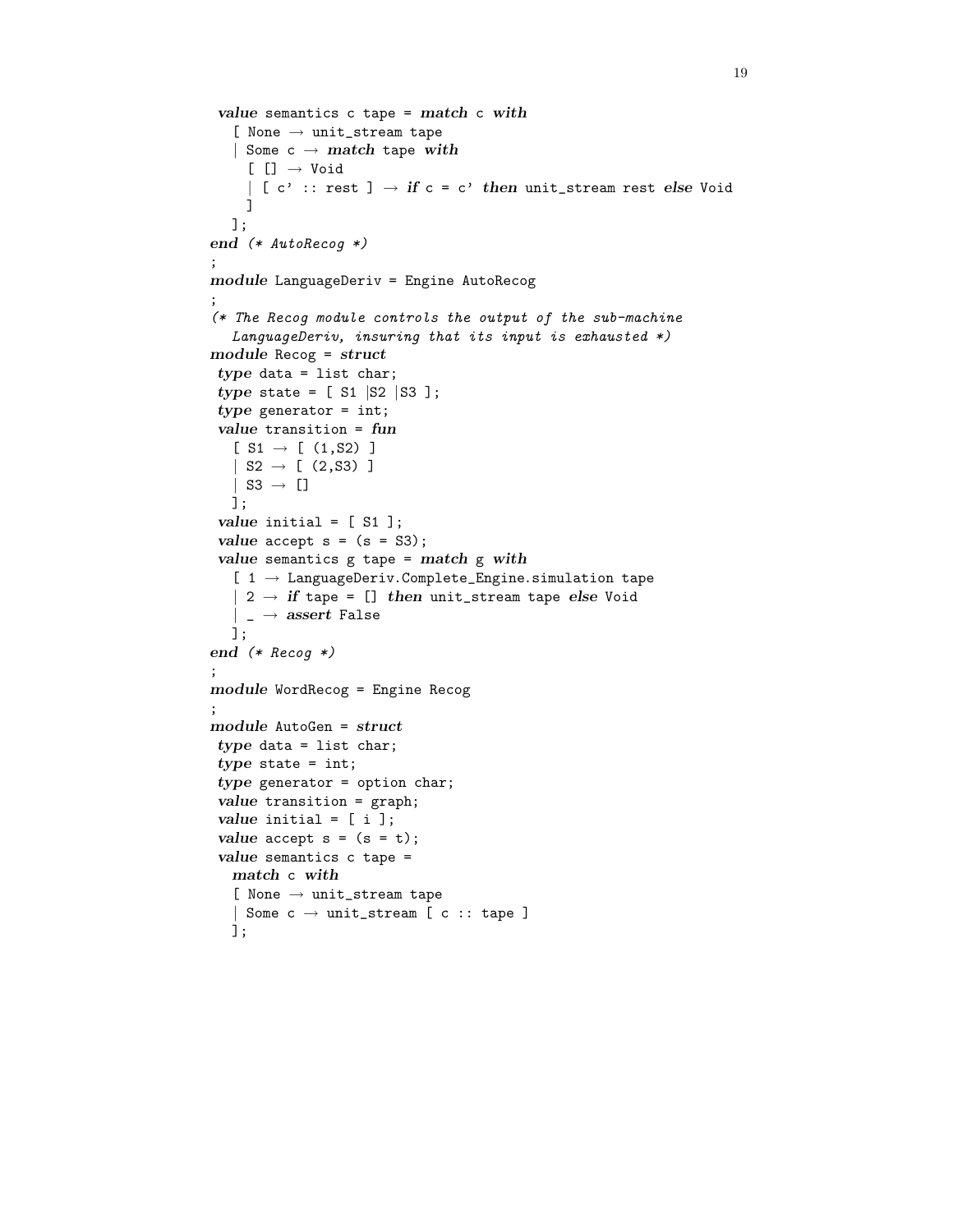```
 value semantics c tape = match c with
   [ None → unit_stream tape
   | Some c → match tape with
     [ [] → Void
     | [ c' :: rest ] → if c = c' then unit_stream rest else Void
     ]
   ];
end (* AutoRecog *)
;
module LanguageDeriv = Engine AutoRecog
;
(* The Recog module controls the output of the sub-machine
   LanguageDeriv, insuring that its input is exhausted *)
module Recog = struct
 type data = list char;
 type state = [ S1 |S2 |S3 ];
 type generator = int;
 value transition = fun
   [ S1 → [ (1,S2) ]
   | S2 → [ (2,S3) ]
   | S3 → []
   ];
 value initial = [ S1 ];
 value accept s = (s = S3);
 value semantics g tape = match g with
   [ 1 → LanguageDeriv.Complete_Engine.simulation tape
   | 2 → if tape = [] then unit_stream tape else Void
   | _ → assert False
   ];
end (* Recog *)
;
module WordRecog = Engine Recog
;
module AutoGen = struct
 type data = list char;
 type state = int;
 type generator = option char;
 value transition = graph;
 value initial = [ i ];
 value accept s = (s = t);
 value semantics c tape =
   match c with
   [ None → unit_stream tape
   | Some c → unit_stream [ c :: tape ]
   ];
```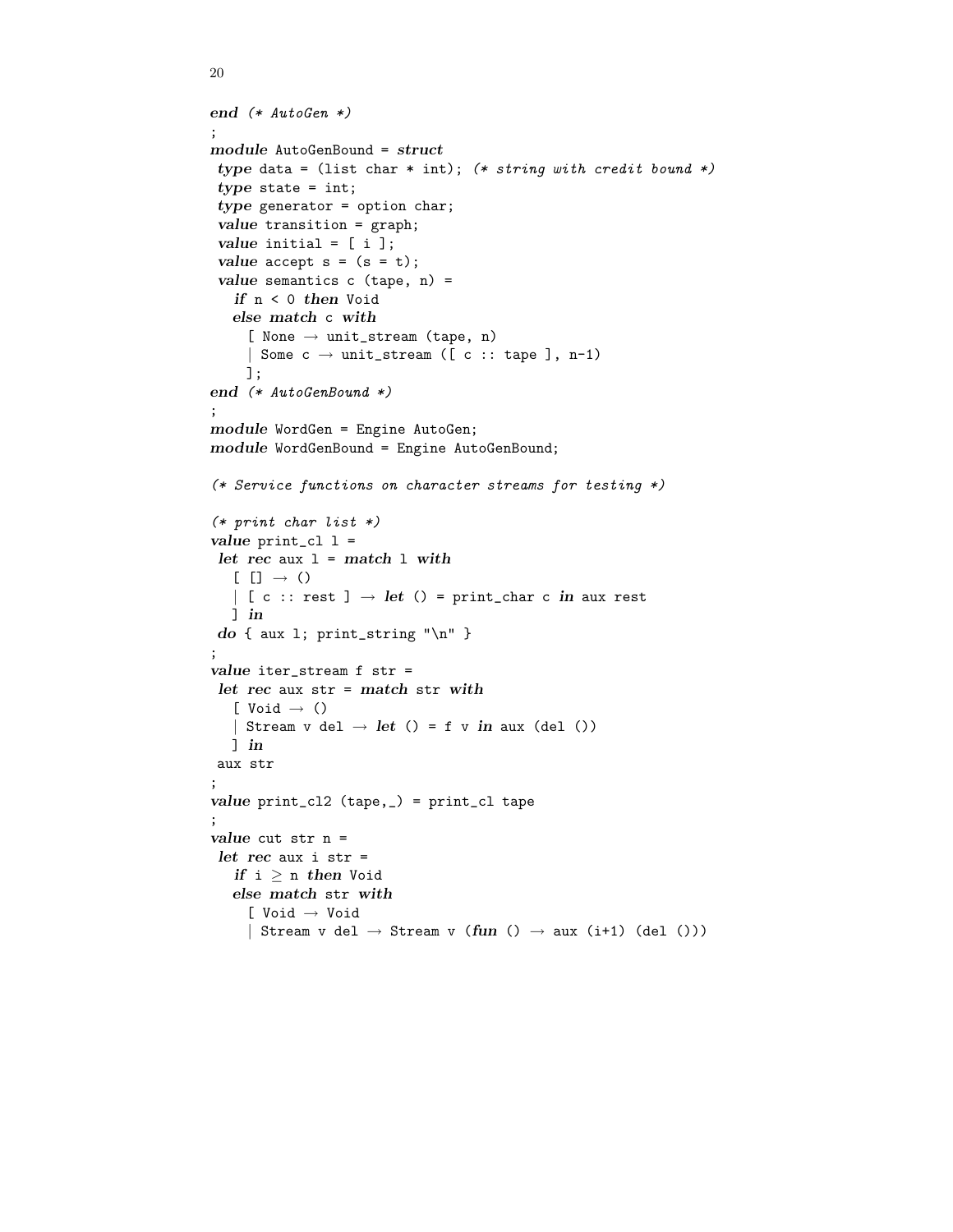```
end (* AutoGen *)
;
module AutoGenBound = struct
 type data = (list char * int); (* string with credit bound *)
 type state = int;
 type generator = option char;
 value transition = graph;
 value initial = [ i ];
 value accept s = (s = t);
 value semantics c (tape, n) =
   if n < 0 then Void
   else match c with
     [ None → unit_stream (tape, n)
     | Some c → unit_stream ([ c :: tape ], n-1)
     ];
end (* AutoGenBound *)
;
module WordGen = Engine AutoGen;
module WordGenBound = Engine AutoGenBound;

(* Service functions on character streams for testing *)

(* print char list *)
value print_cl l =
 let rec aux l = match l with
   [ [] → ()
   | [ c :: rest ] → let () = print_char c in aux rest
   ] in
 do { aux l; print_string "\n" }
;
value iter_stream f str =
 let rec aux str = match str with
   [ Void → ()
   | Stream v del → let () = f v in aux (del ())
   ] in
 aux str
;
value print_cl2 (tape,_) = print_cl tape
;
value cut str n =
 let rec aux i str =
   if i ≥ n then Void
   else match str with
     [ Void → Void
     | Stream v del → Stream v (fun () → aux (i+1) (del ()))
```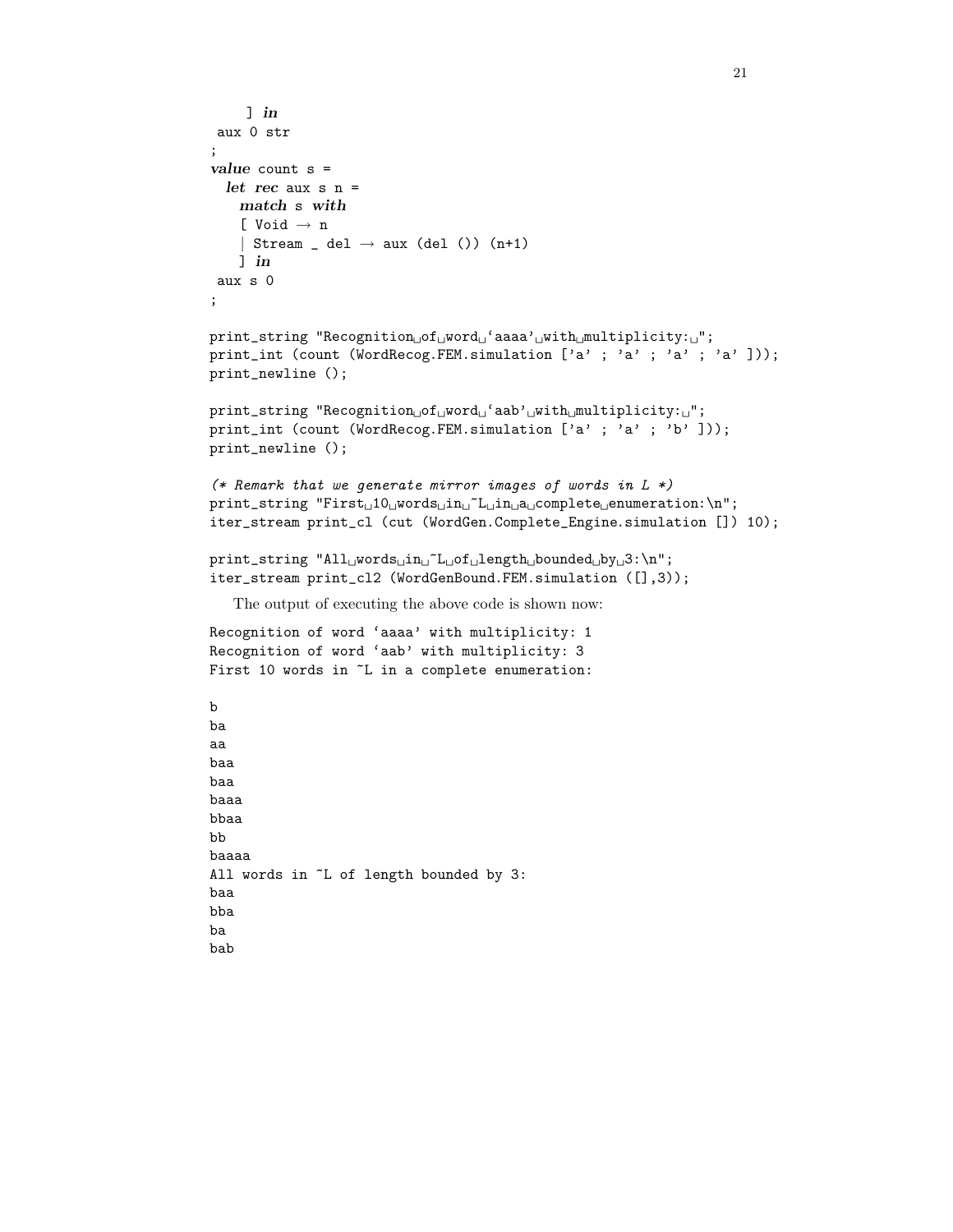```
    ] in
 aux 0 str
;
value count s =
  let rec aux s n =
    match s with
    [ Void → n
    | Stream _ del → aux (del ()) (n+1)
    ] in
 aux s 0
;

print_string "Recognition of word ‘aaaa’ with multiplicity: ";
print_int (count (WordRecog.FEM.simulation ['a' ; 'a' ; 'a' ; 'a' ]));
print_newline ();

print_string "Recognition of word ‘aab’ with multiplicity: ";
print_int (count (WordRecog.FEM.simulation ['a' ; 'a' ; 'b' ]));
print_newline ();

(* Remark that we generate mirror images of words in L *)
print_string "First 10 words in ~L in a complete enumeration:\n";
iter_stream print_cl (cut (WordGen.Complete_Engine.simulation []) 10);

print_string "All words in ~L of length bounded by 3:\n";
iter_stream print_cl2 (WordGenBound.FEM.simulation ([],3));
```

The output of executing the above code is shown now:

```
Recognition of word ‘aaaa’ with multiplicity: 1
Recognition of word ‘aab’ with multiplicity: 3
First 10 words in ~L in a complete enumeration:

b
ba
aa
baa
baa
baaa
bbaa
bb
baaaa
All words in ~L of length bounded by 3:
baa
bba
ba
bab
```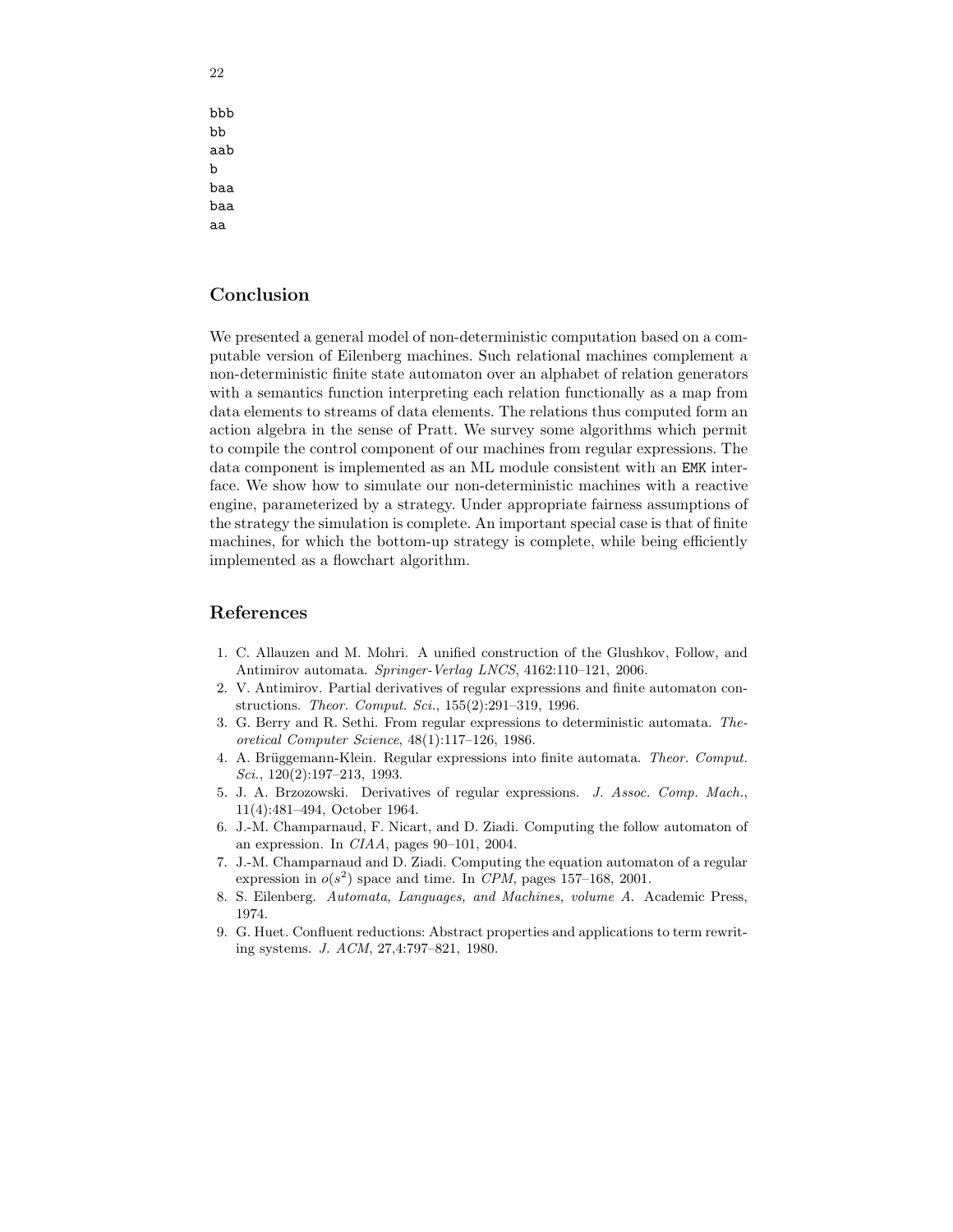```
bbb
bb
aab
b
baa
baa
aa
```

## Conclusion

We presented a general model of non-deterministic computation based on a computable version of Eilenberg machines. Such relational machines complement a non-deterministic finite state automaton over an alphabet of relation generators with a semantics function interpreting each relation functionally as a map from data elements to streams of data elements. The relations thus computed form an action algebra in the sense of Pratt. We survey some algorithms which permit to compile the control component of our machines from regular expressions. The data component is implemented as an ML module consistent with an `EMK` interface. We show how to simulate our non-deterministic machines with a reactive engine, parameterized by a strategy. Under appropriate fairness assumptions of the strategy the simulation is complete. An important special case is that of finite machines, for which the bottom-up strategy is complete, while being efficiently implemented as a flowchart algorithm.

## References

1. C. Allauzen and M. Mohri. A unified construction of the Glushkov, Follow, and Antimirov automata. *Springer-Verlag LNCS*, 4162:110–121, 2006.
2. V. Antimirov. Partial derivatives of regular expressions and finite automaton constructions. *Theor. Comput. Sci.*, 155(2):291–319, 1996.
3. G. Berry and R. Sethi. From regular expressions to deterministic automata. *Theoretical Computer Science*, 48(1):117–126, 1986.
4. A. Brüggemann-Klein. Regular expressions into finite automata. *Theor. Comput. Sci.*, 120(2):197–213, 1993.
5. J. A. Brzozowski. Derivatives of regular expressions. *J. Assoc. Comp. Mach.*, 11(4):481–494, October 1964.
6. J.-M. Champarnaud, F. Nicart, and D. Ziadi. Computing the follow automaton of an expression. In *CIAA*, pages 90–101, 2004.
7. J.-M. Champarnaud and D. Ziadi. Computing the equation automaton of a regular expression in $o(s^2)$ space and time. In *CPM*, pages 157–168, 2001.
8. S. Eilenberg. *Automata, Languages, and Machines, volume A.* Academic Press, 1974.
9. G. Huet. Confluent reductions: Abstract properties and applications to term rewriting systems. *J. ACM*, 27,4:797–821, 1980.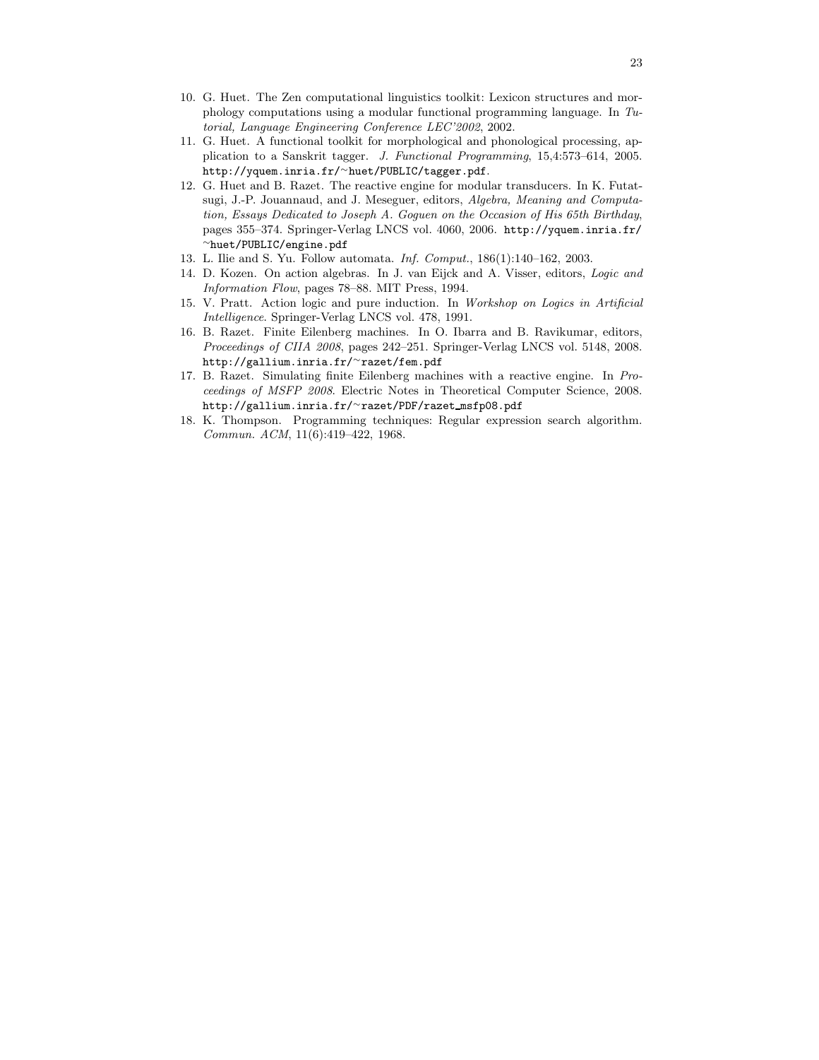10. G. Huet. The Zen computational linguistics toolkit: Lexicon structures and morphology computations using a modular functional programming language. In *Tutorial, Language Engineering Conference LEC'2002*, 2002.
11. G. Huet. A functional toolkit for morphological and phonological processing, application to a Sanskrit tagger. *J. Functional Programming*, 15,4:573–614, 2005. http://yquem.inria.fr/~huet/PUBLIC/tagger.pdf.
12. G. Huet and B. Razet. The reactive engine for modular transducers. In K. Futatsugi, J.-P. Jouannaud, and J. Meseguer, editors, *Algebra, Meaning and Computation, Essays Dedicated to Joseph A. Goguen on the Occasion of His 65th Birthday*, pages 355–374. Springer-Verlag LNCS vol. 4060, 2006. http://yquem.inria.fr/~huet/PUBLIC/engine.pdf
13. L. Ilie and S. Yu. Follow automata. *Inf. Comput.*, 186(1):140–162, 2003.
14. D. Kozen. On action algebras. In J. van Eijck and A. Visser, editors, *Logic and Information Flow*, pages 78–88. MIT Press, 1994.
15. V. Pratt. Action logic and pure induction. In *Workshop on Logics in Artificial Intelligence*. Springer-Verlag LNCS vol. 478, 1991.
16. B. Razet. Finite Eilenberg machines. In O. Ibarra and B. Ravikumar, editors, *Proceedings of CIIA 2008*, pages 242–251. Springer-Verlag LNCS vol. 5148, 2008. http://gallium.inria.fr/~razet/fem.pdf
17. B. Razet. Simulating finite Eilenberg machines with a reactive engine. In *Proceedings of MSFP 2008*. Electric Notes in Theoretical Computer Science, 2008. http://gallium.inria.fr/~razet/PDF/razet_msfp08.pdf
18. K. Thompson. Programming techniques: Regular expression search algorithm. *Commun. ACM*, 11(6):419–422, 1968.